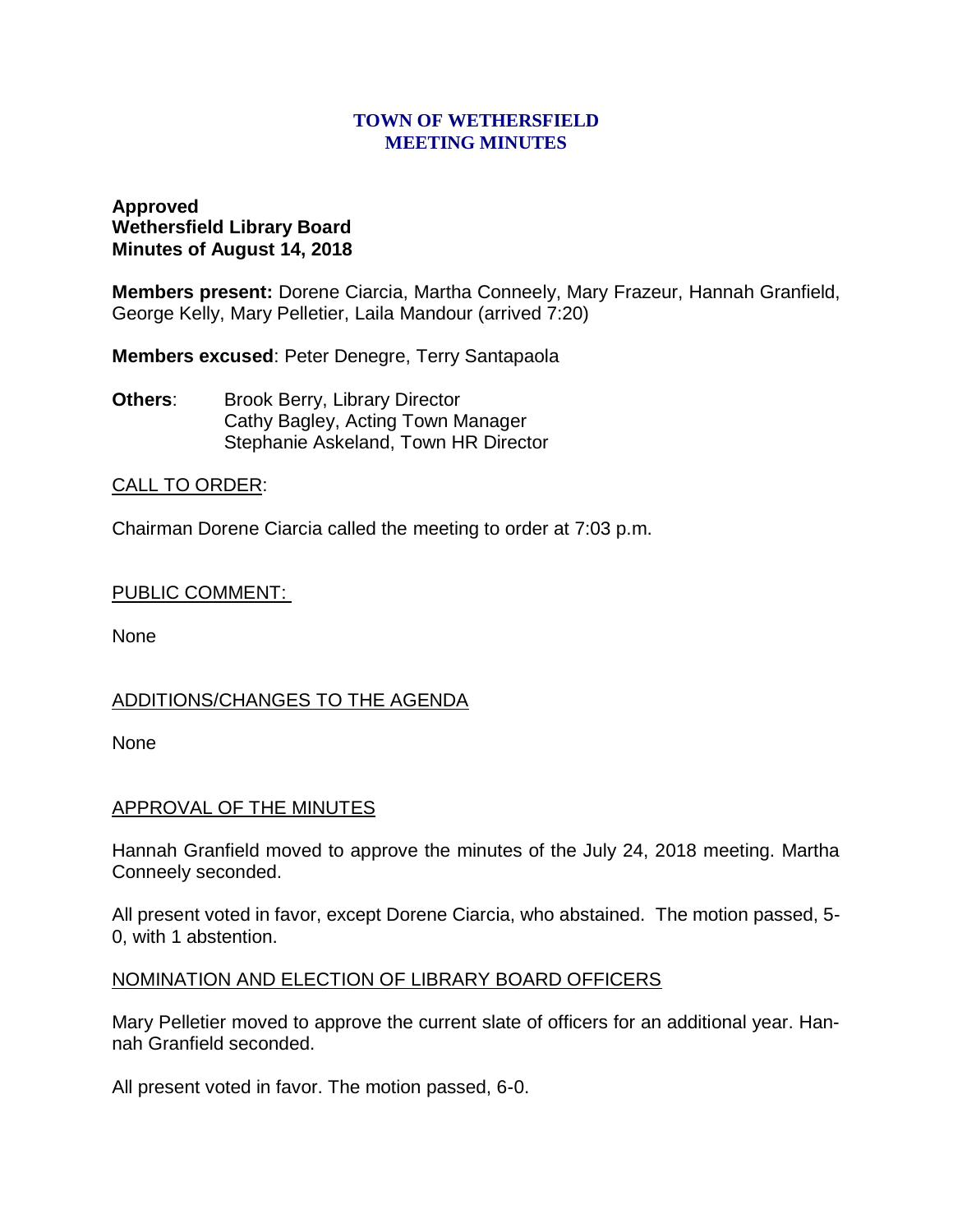# TOWN OF WETHERSFIELD
# MEETING MINUTES

**Approved**
**Wethersfield Library Board**
**Minutes of August 14, 2018**

**Members present:** Dorene Ciarcia, Martha Conneely, Mary Frazeur, Hannah Granfield, George Kelly, Mary Pelletier, Laila Mandour (arrived 7:20)

**Members excused**: Peter Denegre, Terry Santapaola

**Others**: Brook Berry, Library Director
Cathy Bagley, Acting Town Manager
Stephanie Askeland, Town HR Director

CALL TO ORDER:

Chairman Dorene Ciarcia called the meeting to order at 7:03 p.m.

PUBLIC COMMENT:

None

ADDITIONS/CHANGES TO THE AGENDA

None

APPROVAL OF THE MINUTES

Hannah Granfield moved to approve the minutes of the July 24, 2018 meeting. Martha Conneely seconded.

All present voted in favor, except Dorene Ciarcia, who abstained. The motion passed, 5-0, with 1 abstention.

NOMINATION AND ELECTION OF LIBRARY BOARD OFFICERS

Mary Pelletier moved to approve the current slate of officers for an additional year. Hannah Granfield seconded.

All present voted in favor. The motion passed, 6-0.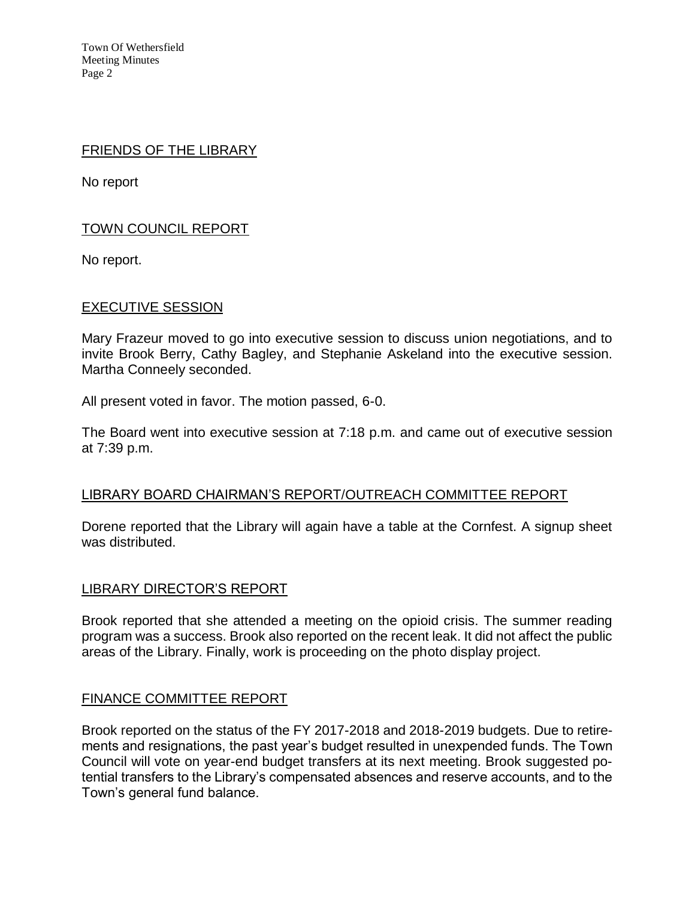## FRIENDS OF THE LIBRARY

No report

## TOWN COUNCIL REPORT

No report.

## EXECUTIVE SESSION

Mary Frazeur moved to go into executive session to discuss union negotiations, and to invite Brook Berry, Cathy Bagley, and Stephanie Askeland into the executive session. Martha Conneely seconded.

All present voted in favor. The motion passed, 6-0.

The Board went into executive session at 7:18 p.m. and came out of executive session at 7:39 p.m.

## LIBRARY BOARD CHAIRMAN'S REPORT/OUTREACH COMMITTEE REPORT

Dorene reported that the Library will again have a table at the Cornfest. A signup sheet was distributed.

## LIBRARY DIRECTOR'S REPORT

Brook reported that she attended a meeting on the opioid crisis. The summer reading program was a success. Brook also reported on the recent leak. It did not affect the public areas of the Library. Finally, work is proceeding on the photo display project.

## FINANCE COMMITTEE REPORT

Brook reported on the status of the FY 2017-2018 and 2018-2019 budgets. Due to retirements and resignations, the past year's budget resulted in unexpended funds. The Town Council will vote on year-end budget transfers at its next meeting. Brook suggested potential transfers to the Library's compensated absences and reserve accounts, and to the Town's general fund balance.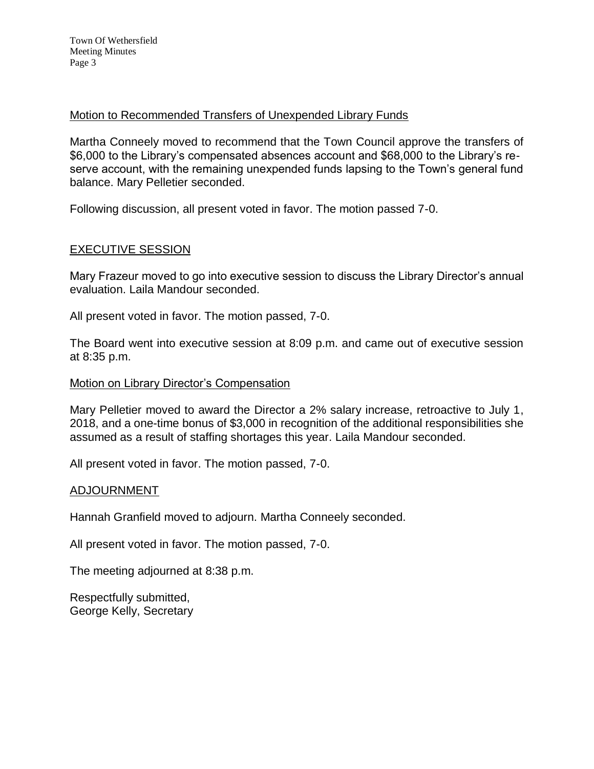Motion to Recommended Transfers of Unexpended Library Funds

Martha Conneely moved to recommend that the Town Council approve the transfers of $6,000 to the Library's compensated absences account and $68,000 to the Library's reserve account, with the remaining unexpended funds lapsing to the Town's general fund balance. Mary Pelletier seconded.

Following discussion, all present voted in favor. The motion passed 7-0.

## EXECUTIVE SESSION

Mary Frazeur moved to go into executive session to discuss the Library Director's annual evaluation. Laila Mandour seconded.

All present voted in favor. The motion passed, 7-0.

The Board went into executive session at 8:09 p.m. and came out of executive session at 8:35 p.m.

Motion on Library Director's Compensation

Mary Pelletier moved to award the Director a 2% salary increase, retroactive to July 1, 2018, and a one-time bonus of $3,000 in recognition of the additional responsibilities she assumed as a result of staffing shortages this year. Laila Mandour seconded.

All present voted in favor. The motion passed, 7-0.

## ADJOURNMENT

Hannah Granfield moved to adjourn. Martha Conneely seconded.

All present voted in favor. The motion passed, 7-0.

The meeting adjourned at 8:38 p.m.

Respectfully submitted,
George Kelly, Secretary